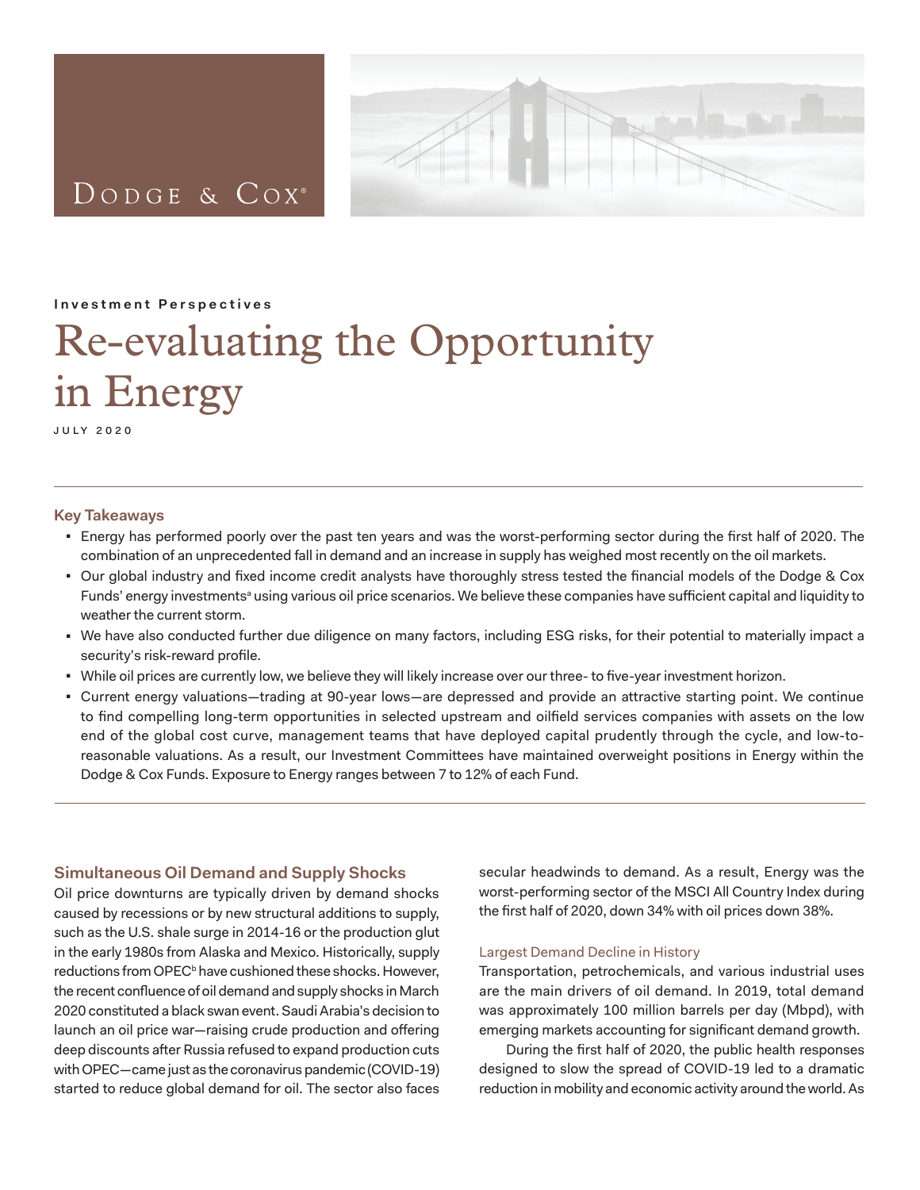Dodge & Cox

Investment Perspectives

# Re-evaluating the Opportunity in Energy

JULY 2020

## Key Takeaways

- Energy has performed poorly over the past ten years and was the worst-performing sector during the first half of 2020. The combination of an unprecedented fall in demand and an increase in supply has weighed most recently on the oil markets.
- Our global industry and fixed income credit analysts have thoroughly stress tested the financial models of the Dodge & Cox Funds' energy investments[a] using various oil price scenarios. We believe these companies have sufficient capital and liquidity to weather the current storm.
- We have also conducted further due diligence on many factors, including ESG risks, for their potential to materially impact a security's risk-reward profile.
- While oil prices are currently low, we believe they will likely increase over our three- to five-year investment horizon.
- Current energy valuations—trading at 90-year lows—are depressed and provide an attractive starting point. We continue to find compelling long-term opportunities in selected upstream and oilfield services companies with assets on the low end of the global cost curve, management teams that have deployed capital prudently through the cycle, and low-to-reasonable valuations. As a result, our Investment Committees have maintained overweight positions in Energy within the Dodge & Cox Funds. Exposure to Energy ranges between 7 to 12% of each Fund.

## Simultaneous Oil Demand and Supply Shocks

Oil price downturns are typically driven by demand shocks caused by recessions or by new structural additions to supply, such as the U.S. shale surge in 2014-16 or the production glut in the early 1980s from Alaska and Mexico. Historically, supply reductions from OPEC[b] have cushioned these shocks. However, the recent confluence of oil demand and supply shocks in March 2020 constituted a black swan event. Saudi Arabia's decision to launch an oil price war—raising crude production and offering deep discounts after Russia refused to expand production cuts with OPEC—came just as the coronavirus pandemic (COVID-19) started to reduce global demand for oil. The sector also faces secular headwinds to demand. As a result, Energy was the worst-performing sector of the MSCI All Country Index during the first half of 2020, down 34% with oil prices down 38%.

### Largest Demand Decline in History

Transportation, petrochemicals, and various industrial uses are the main drivers of oil demand. In 2019, total demand was approximately 100 million barrels per day (Mbpd), with emerging markets accounting for significant demand growth.

During the first half of 2020, the public health responses designed to slow the spread of COVID-19 led to a dramatic reduction in mobility and economic activity around the world. As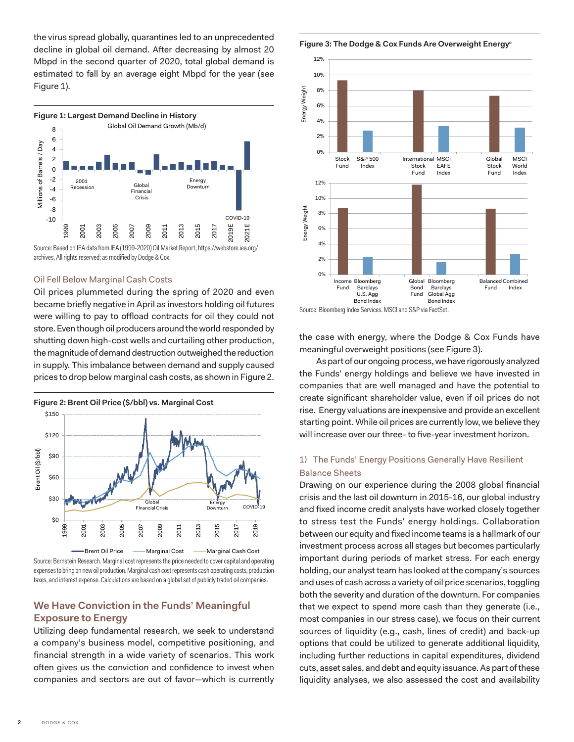the virus spread globally, quarantines led to an unprecedented decline in global oil demand. After decreasing by almost 20 Mbpd in the second quarter of 2020, total global demand is estimated to fall by an average eight Mbpd for the year (see Figure 1).

**Figure 1: Largest Demand Decline in History**

Source: Based on IEA data from IEA (1999-2020) Oil Market Report, https://webstore.iea.org/archives, All rights reserved; as modified by Dodge & Cox.

### Oil Fell Below Marginal Cash Costs

Oil prices plummeted during the spring of 2020 and even became briefly negative in April as investors holding oil futures were willing to pay to offload contracts for oil they could not store. Even though oil producers around the world responded by shutting down high-cost wells and curtailing other production, the magnitude of demand destruction outweighed the reduction in supply. This imbalance between demand and supply caused prices to drop below marginal cash costs, as shown in Figure 2.

**Figure 2: Brent Oil Price ($/bbl) vs. Marginal Cost**

Source: Bernstein Research. Marginal cost represents the price needed to cover capital and operating expenses to bring on new oil production. Marginal cash cost represents cash operating costs, production taxes, and interest expense. Calculations are based on a global set of publicly traded oil companies.

## We Have Conviction in the Funds' Meaningful Exposure to Energy

Utilizing deep fundamental research, we seek to understand a company's business model, competitive positioning, and financial strength in a wide variety of scenarios. This work often gives us the conviction and confidence to invest when companies and sectors are out of favor—which is currently the case with energy, where the Dodge & Cox Funds have meaningful overweight positions (see Figure 3).

**Figure 3: The Dodge & Cox Funds Are Overweight Energy**[c]

Source: Bloomberg Index Services. MSCI and S&P via FactSet.

As part of our ongoing process, we have rigorously analyzed the Funds' energy holdings and believe we have invested in companies that are well managed and have the potential to create significant shareholder value, even if oil prices do not rise. Energy valuations are inexpensive and provide an excellent starting point. While oil prices are currently low, we believe they will increase over our three- to five-year investment horizon.

### 1) The Funds' Energy Positions Generally Have Resilient Balance Sheets

Drawing on our experience during the 2008 global financial crisis and the last oil downturn in 2015-16, our global industry and fixed income credit analysts have worked closely together to stress test the Funds' energy holdings. Collaboration between our equity and fixed income teams is a hallmark of our investment process across all stages but becomes particularly important during periods of market stress. For each energy holding, our analyst team has looked at the company's sources and uses of cash across a variety of oil price scenarios, toggling both the severity and duration of the downturn. For companies that we expect to spend more cash than they generate (i.e., most companies in our stress case), we focus on their current sources of liquidity (e.g., cash, lines of credit) and back-up options that could be utilized to generate additional liquidity, including further reductions in capital expenditures, dividend cuts, asset sales, and debt and equity issuance. As part of these liquidity analyses, we also assessed the cost and availability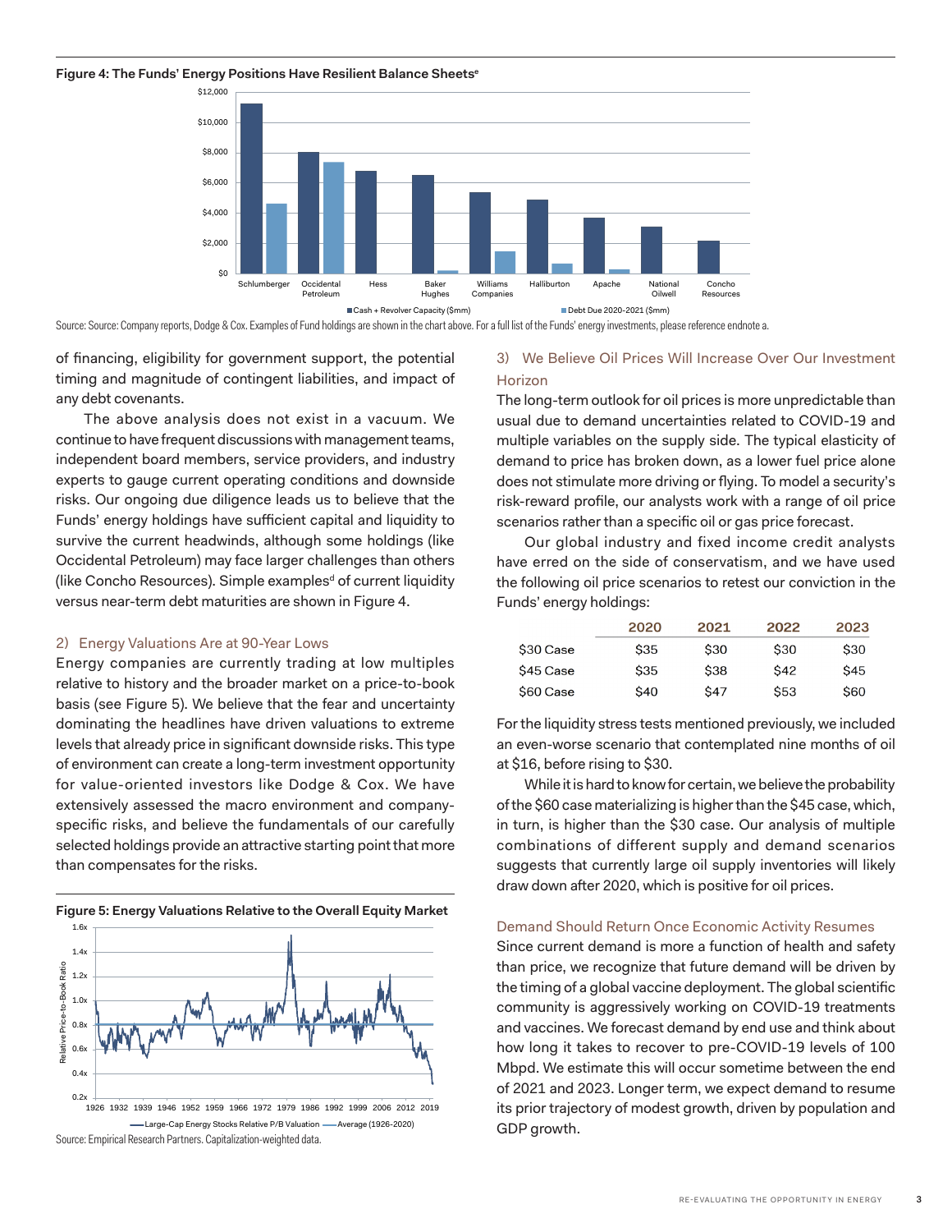**Figure 4: The Funds' Energy Positions Have Resilient Balance Sheets[e]**

Source: Source: Company reports, Dodge & Cox. Examples of Fund holdings are shown in the chart above. For a full list of the Funds' energy investments, please reference endnote a.

of financing, eligibility for government support, the potential timing and magnitude of contingent liabilities, and impact of any debt covenants.

The above analysis does not exist in a vacuum. We continue to have frequent discussions with management teams, independent board members, service providers, and industry experts to gauge current operating conditions and downside risks. Our ongoing due diligence leads us to believe that the Funds' energy holdings have sufficient capital and liquidity to survive the current headwinds, although some holdings (like Occidental Petroleum) may face larger challenges than others (like Concho Resources). Simple examples[d] of current liquidity versus near-term debt maturities are shown in Figure 4.

## 2) Energy Valuations Are at 90-Year Lows

Energy companies are currently trading at low multiples relative to history and the broader market on a price-to-book basis (see Figure 5). We believe that the fear and uncertainty dominating the headlines have driven valuations to extreme levels that already price in significant downside risks. This type of environment can create a long-term investment opportunity for value-oriented investors like Dodge & Cox. We have extensively assessed the macro environment and company-specific risks, and believe the fundamentals of our carefully selected holdings provide an attractive starting point that more than compensates for the risks.

**Figure 5: Energy Valuations Relative to the Overall Equity Market**

Source: Empirical Research Partners. Capitalization-weighted data.

## 3) We Believe Oil Prices Will Increase Over Our Investment Horizon

The long-term outlook for oil prices is more unpredictable than usual due to demand uncertainties related to COVID-19 and multiple variables on the supply side. The typical elasticity of demand to price has broken down, as a lower fuel price alone does not stimulate more driving or flying. To model a security's risk-reward profile, our analysts work with a range of oil price scenarios rather than a specific oil or gas price forecast.

Our global industry and fixed income credit analysts have erred on the side of conservatism, and we have used the following oil price scenarios to retest our conviction in the Funds' energy holdings:

| | 2020 | 2021 | 2022 | 2023 |
|---|---|---|---|---|
| $30 Case | $35 | $30 | $30 | $30 |
| $45 Case | $35 | $38 | $42 | $45 |
| $60 Case | $40 | $47 | $53 | $60 |

For the liquidity stress tests mentioned previously, we included an even-worse scenario that contemplated nine months of oil at $16, before rising to $30.

While it is hard to know for certain, we believe the probability of the $60 case materializing is higher than the $45 case, which, in turn, is higher than the $30 case. Our analysis of multiple combinations of different supply and demand scenarios suggests that currently large oil supply inventories will likely draw down after 2020, which is positive for oil prices.

### Demand Should Return Once Economic Activity Resumes

Since current demand is more a function of health and safety than price, we recognize that future demand will be driven by the timing of a global vaccine deployment. The global scientific community is aggressively working on COVID-19 treatments and vaccines. We forecast demand by end use and think about how long it takes to recover to pre-COVID-19 levels of 100 Mbpd. We estimate this will occur sometime between the end of 2021 and 2023. Longer term, we expect demand to resume its prior trajectory of modest growth, driven by population and GDP growth.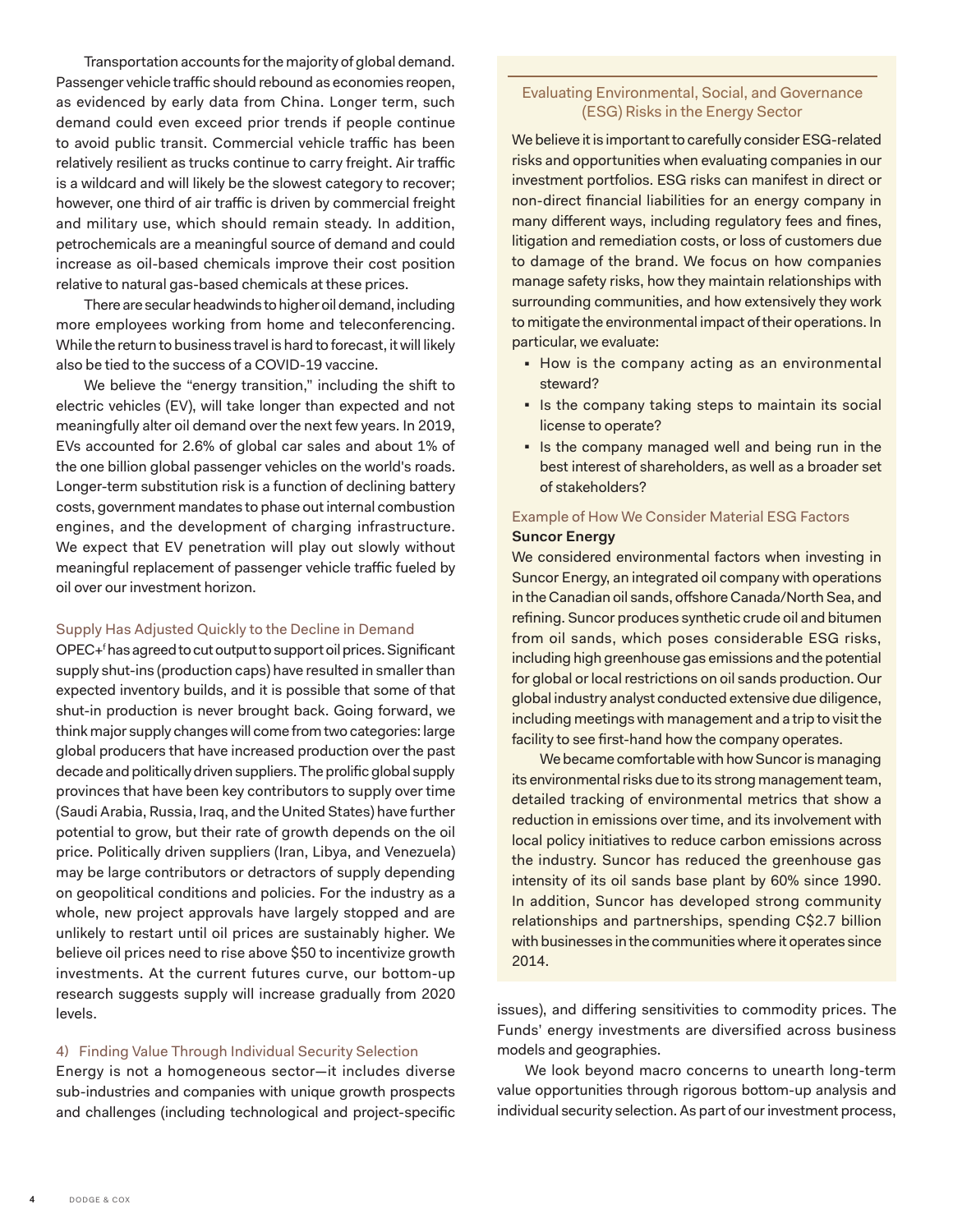Transportation accounts for the majority of global demand. Passenger vehicle traffic should rebound as economies reopen, as evidenced by early data from China. Longer term, such demand could even exceed prior trends if people continue to avoid public transit. Commercial vehicle traffic has been relatively resilient as trucks continue to carry freight. Air traffic is a wildcard and will likely be the slowest category to recover; however, one third of air traffic is driven by commercial freight and military use, which should remain steady. In addition, petrochemicals are a meaningful source of demand and could increase as oil-based chemicals improve their cost position relative to natural gas-based chemicals at these prices.

There are secular headwinds to higher oil demand, including more employees working from home and teleconferencing. While the return to business travel is hard to forecast, it will likely also be tied to the success of a COVID-19 vaccine.

We believe the "energy transition," including the shift to electric vehicles (EV), will take longer than expected and not meaningfully alter oil demand over the next few years. In 2019, EVs accounted for 2.6% of global car sales and about 1% of the one billion global passenger vehicles on the world's roads. Longer-term substitution risk is a function of declining battery costs, government mandates to phase out internal combustion engines, and the development of charging infrastructure. We expect that EV penetration will play out slowly without meaningful replacement of passenger vehicle traffic fueled by oil over our investment horizon.

### Supply Has Adjusted Quickly to the Decline in Demand

OPEC+[f] has agreed to cut output to support oil prices. Significant supply shut-ins (production caps) have resulted in smaller than expected inventory builds, and it is possible that some of that shut-in production is never brought back. Going forward, we think major supply changes will come from two categories: large global producers that have increased production over the past decade and politically driven suppliers. The prolific global supply provinces that have been key contributors to supply over time (Saudi Arabia, Russia, Iraq, and the United States) have further potential to grow, but their rate of growth depends on the oil price. Politically driven suppliers (Iran, Libya, and Venezuela) may be large contributors or detractors of supply depending on geopolitical conditions and policies. For the industry as a whole, new project approvals have largely stopped and are unlikely to restart until oil prices are sustainably higher. We believe oil prices need to rise above $50 to incentivize growth investments. At the current futures curve, our bottom-up research suggests supply will increase gradually from 2020 levels.

### 4) Finding Value Through Individual Security Selection

Energy is not a homogeneous sector—it includes diverse sub-industries and companies with unique growth prospects and challenges (including technological and project-specific issues), and differing sensitivities to commodity prices. The Funds' energy investments are diversified across business models and geographies.

We look beyond macro concerns to unearth long-term value opportunities through rigorous bottom-up analysis and individual security selection. As part of our investment process,

---

### Evaluating Environmental, Social, and Governance (ESG) Risks in the Energy Sector

We believe it is important to carefully consider ESG-related risks and opportunities when evaluating companies in our investment portfolios. ESG risks can manifest in direct or non-direct financial liabilities for an energy company in many different ways, including regulatory fees and fines, litigation and remediation costs, or loss of customers due to damage of the brand. We focus on how companies manage safety risks, how they maintain relationships with surrounding communities, and how extensively they work to mitigate the environmental impact of their operations. In particular, we evaluate:

- How is the company acting as an environmental steward?
- Is the company taking steps to maintain its social license to operate?
- Is the company managed well and being run in the best interest of shareholders, as well as a broader set of stakeholders?

#### Example of How We Consider Material ESG Factors

**Suncor Energy**

We considered environmental factors when investing in Suncor Energy, an integrated oil company with operations in the Canadian oil sands, offshore Canada/North Sea, and refining. Suncor produces synthetic crude oil and bitumen from oil sands, which poses considerable ESG risks, including high greenhouse gas emissions and the potential for global or local restrictions on oil sands production. Our global industry analyst conducted extensive due diligence, including meetings with management and a trip to visit the facility to see first-hand how the company operates.

We became comfortable with how Suncor is managing its environmental risks due to its strong management team, detailed tracking of environmental metrics that show a reduction in emissions over time, and its involvement with local policy initiatives to reduce carbon emissions across the industry. Suncor has reduced the greenhouse gas intensity of its oil sands base plant by 60% since 1990. In addition, Suncor has developed strong community relationships and partnerships, spending C$2.7 billion with businesses in the communities where it operates since 2014.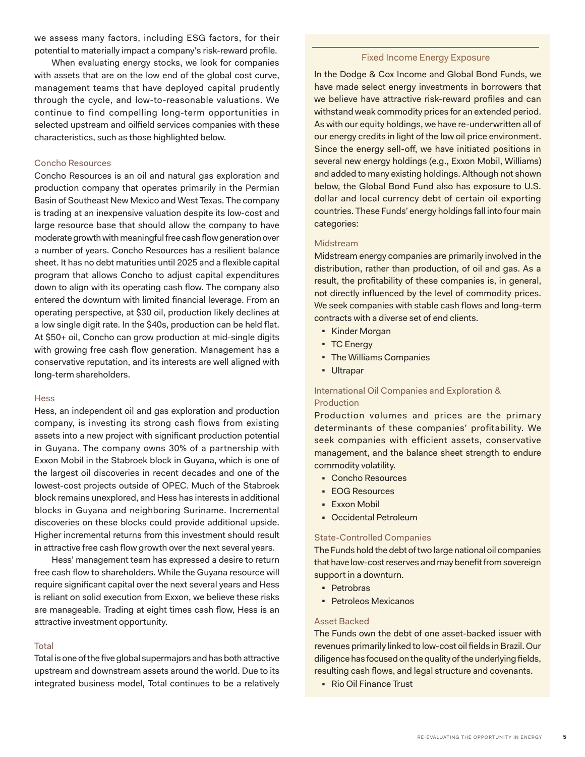we assess many factors, including ESG factors, for their potential to materially impact a company's risk-reward profile.

When evaluating energy stocks, we look for companies with assets that are on the low end of the global cost curve, management teams that have deployed capital prudently through the cycle, and low-to-reasonable valuations. We continue to find compelling long-term opportunities in selected upstream and oilfield services companies with these characteristics, such as those highlighted below.

### Concho Resources

Concho Resources is an oil and natural gas exploration and production company that operates primarily in the Permian Basin of Southeast New Mexico and West Texas. The company is trading at an inexpensive valuation despite its low-cost and large resource base that should allow the company to have moderate growth with meaningful free cash flow generation over a number of years. Concho Resources has a resilient balance sheet. It has no debt maturities until 2025 and a flexible capital program that allows Concho to adjust capital expenditures down to align with its operating cash flow. The company also entered the downturn with limited financial leverage. From an operating perspective, at $30 oil, production likely declines at a low single digit rate. In the $40s, production can be held flat. At $50+ oil, Concho can grow production at mid-single digits with growing free cash flow generation. Management has a conservative reputation, and its interests are well aligned with long-term shareholders.

### Hess

Hess, an independent oil and gas exploration and production company, is investing its strong cash flows from existing assets into a new project with significant production potential in Guyana. The company owns 30% of a partnership with Exxon Mobil in the Stabroek block in Guyana, which is one of the largest oil discoveries in recent decades and one of the lowest-cost projects outside of OPEC. Much of the Stabroek block remains unexplored, and Hess has interests in additional blocks in Guyana and neighboring Suriname. Incremental discoveries on these blocks could provide additional upside. Higher incremental returns from this investment should result in attractive free cash flow growth over the next several years.

Hess' management team has expressed a desire to return free cash flow to shareholders. While the Guyana resource will require significant capital over the next several years and Hess is reliant on solid execution from Exxon, we believe these risks are manageable. Trading at eight times cash flow, Hess is an attractive investment opportunity.

### Total

Total is one of the five global supermajors and has both attractive upstream and downstream assets around the world. Due to its integrated business model, Total continues to be a relatively

---

### Fixed Income Energy Exposure

In the Dodge & Cox Income and Global Bond Funds, we have made select energy investments in borrowers that we believe have attractive risk-reward profiles and can withstand weak commodity prices for an extended period. As with our equity holdings, we have re-underwritten all of our energy credits in light of the low oil price environment. Since the energy sell-off, we have initiated positions in several new energy holdings (e.g., Exxon Mobil, Williams) and added to many existing holdings. Although not shown below, the Global Bond Fund also has exposure to U.S. dollar and local currency debt of certain oil exporting countries. These Funds' energy holdings fall into four main categories:

#### Midstream

Midstream energy companies are primarily involved in the distribution, rather than production, of oil and gas. As a result, the profitability of these companies is, in general, not directly influenced by the level of commodity prices. We seek companies with stable cash flows and long-term contracts with a diverse set of end clients.

- Kinder Morgan
- TC Energy
- The Williams Companies
- Ultrapar

#### International Oil Companies and Exploration & Production

Production volumes and prices are the primary determinants of these companies' profitability. We seek companies with efficient assets, conservative management, and the balance sheet strength to endure commodity volatility.

- Concho Resources
- EOG Resources
- Exxon Mobil
- Occidental Petroleum

#### State-Controlled Companies

The Funds hold the debt of two large national oil companies that have low-cost reserves and may benefit from sovereign support in a downturn.

- Petrobras
- Petroleos Mexicanos

#### Asset Backed

The Funds own the debt of one asset-backed issuer with revenues primarily linked to low-cost oil fields in Brazil. Our diligence has focused on the quality of the underlying fields, resulting cash flows, and legal structure and covenants.

- Rio Oil Finance Trust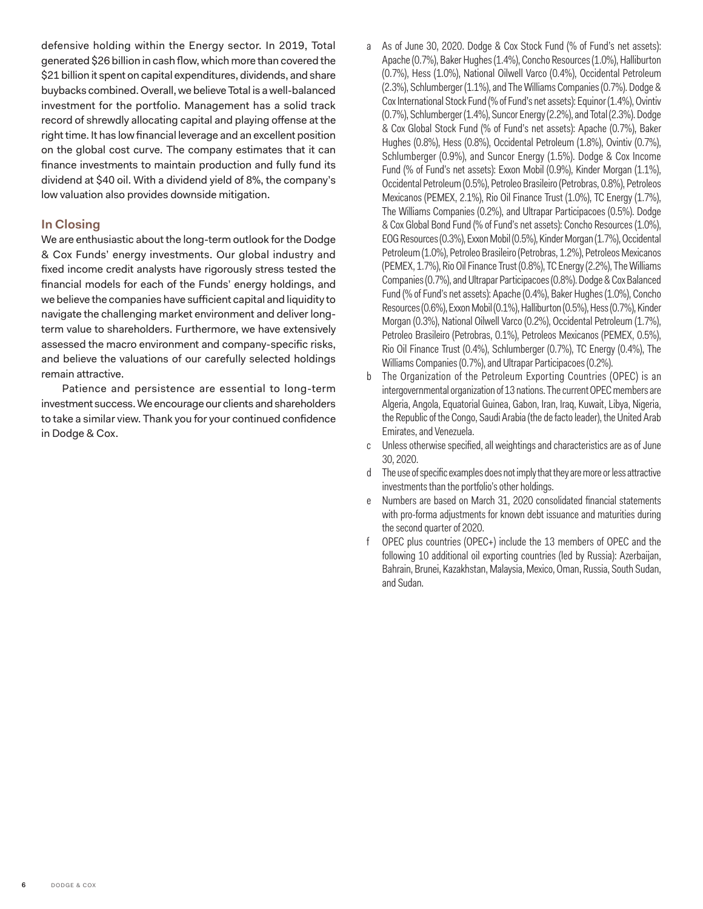defensive holding within the Energy sector. In 2019, Total generated $26 billion in cash flow, which more than covered the $21 billion it spent on capital expenditures, dividends, and share buybacks combined. Overall, we believe Total is a well-balanced investment for the portfolio. Management has a solid track record of shrewdly allocating capital and playing offense at the right time. It has low financial leverage and an excellent position on the global cost curve. The company estimates that it can finance investments to maintain production and fully fund its dividend at $40 oil. With a dividend yield of 8%, the company's low valuation also provides downside mitigation.

## In Closing

We are enthusiastic about the long-term outlook for the Dodge & Cox Funds' energy investments. Our global industry and fixed income credit analysts have rigorously stress tested the financial models for each of the Funds' energy holdings, and we believe the companies have sufficient capital and liquidity to navigate the challenging market environment and deliver long-term value to shareholders. Furthermore, we have extensively assessed the macro environment and company-specific risks, and believe the valuations of our carefully selected holdings remain attractive.

Patience and persistence are essential to long-term investment success. We encourage our clients and shareholders to take a similar view. Thank you for your continued confidence in Dodge & Cox.

a As of June 30, 2020. Dodge & Cox Stock Fund (% of Fund's net assets): Apache (0.7%), Baker Hughes (1.4%), Concho Resources (1.0%), Halliburton (0.7%), Hess (1.0%), National Oilwell Varco (0.4%), Occidental Petroleum (2.3%), Schlumberger (1.1%), and The Williams Companies (0.7%). Dodge & Cox International Stock Fund (% of Fund's net assets): Equinor (1.4%), Ovintiv (0.7%), Schlumberger (1.4%), Suncor Energy (2.2%), and Total (2.3%). Dodge & Cox Global Stock Fund (% of Fund's net assets): Apache (0.7%), Baker Hughes (0.8%), Hess (0.8%), Occidental Petroleum (1.8%), Ovintiv (0.7%), Schlumberger (0.9%), and Suncor Energy (1.5%). Dodge & Cox Income Fund (% of Fund's net assets): Exxon Mobil (0.9%), Kinder Morgan (1.1%), Occidental Petroleum (0.5%), Petroleo Brasileiro (Petrobras, 0.8%), Petroleos Mexicanos (PEMEX, 2.1%), Rio Oil Finance Trust (1.0%), TC Energy (1.7%), The Williams Companies (0.2%), and Ultrapar Participacoes (0.5%). Dodge & Cox Global Bond Fund (% of Fund's net assets): Concho Resources (1.0%), EOG Resources (0.3%), Exxon Mobil (0.5%), Kinder Morgan (1.7%), Occidental Petroleum (1.0%), Petroleo Brasileiro (Petrobras, 1.2%), Petroleos Mexicanos (PEMEX, 1.7%), Rio Oil Finance Trust (0.8%), TC Energy (2.2%), The Williams Companies (0.7%), and Ultrapar Participacoes (0.8%). Dodge & Cox Balanced Fund (% of Fund's net assets): Apache (0.4%), Baker Hughes (1.0%), Concho Resources (0.6%), Exxon Mobil (0.1%), Halliburton (0.5%), Hess (0.7%), Kinder Morgan (0.3%), National Oilwell Varco (0.2%), Occidental Petroleum (1.7%), Petroleo Brasileiro (Petrobras, 0.1%), Petroleos Mexicanos (PEMEX, 0.5%), Rio Oil Finance Trust (0.4%), Schlumberger (0.7%), TC Energy (0.4%), The Williams Companies (0.7%), and Ultrapar Participacoes (0.2%).

b The Organization of the Petroleum Exporting Countries (OPEC) is an intergovernmental organization of 13 nations. The current OPEC members are Algeria, Angola, Equatorial Guinea, Gabon, Iran, Iraq, Kuwait, Libya, Nigeria, the Republic of the Congo, Saudi Arabia (the de facto leader), the United Arab Emirates, and Venezuela.

c Unless otherwise specified, all weightings and characteristics are as of June 30, 2020.

d The use of specific examples does not imply that they are more or less attractive investments than the portfolio's other holdings.

e Numbers are based on March 31, 2020 consolidated financial statements with pro-forma adjustments for known debt issuance and maturities during the second quarter of 2020.

f OPEC plus countries (OPEC+) include the 13 members of OPEC and the following 10 additional oil exporting countries (led by Russia): Azerbaijan, Bahrain, Brunei, Kazakhstan, Malaysia, Mexico, Oman, Russia, South Sudan, and Sudan.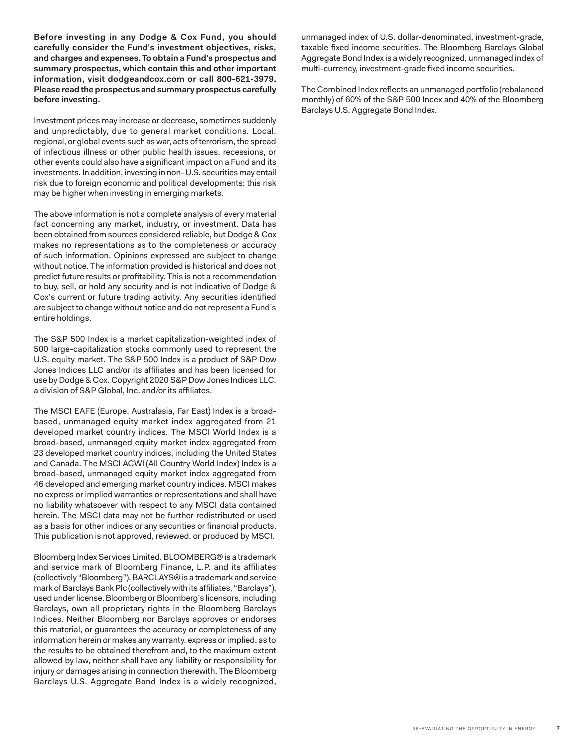**Before investing in any Dodge & Cox Fund, you should carefully consider the Fund's investment objectives, risks, and charges and expenses. To obtain a Fund's prospectus and summary prospectus, which contain this and other important information, visit dodgeandcox.com or call 800-621-3979. Please read the prospectus and summary prospectus carefully before investing.**

Investment prices may increase or decrease, sometimes suddenly and unpredictably, due to general market conditions. Local, regional, or global events such as war, acts of terrorism, the spread of infectious illness or other public health issues, recessions, or other events could also have a significant impact on a Fund and its investments. In addition, investing in non- U.S. securities may entail risk due to foreign economic and political developments; this risk may be higher when investing in emerging markets.

The above information is not a complete analysis of every material fact concerning any market, industry, or investment. Data has been obtained from sources considered reliable, but Dodge & Cox makes no representations as to the completeness or accuracy of such information. Opinions expressed are subject to change without notice. The information provided is historical and does not predict future results or profitability. This is not a recommendation to buy, sell, or hold any security and is not indicative of Dodge & Cox's current or future trading activity. Any securities identified are subject to change without notice and do not represent a Fund's entire holdings.

The S&P 500 Index is a market capitalization-weighted index of 500 large-capitalization stocks commonly used to represent the U.S. equity market. The S&P 500 Index is a product of S&P Dow Jones Indices LLC and/or its affiliates and has been licensed for use by Dodge & Cox. Copyright 2020 S&P Dow Jones Indices LLC, a division of S&P Global, Inc. and/or its affiliates.

The MSCI EAFE (Europe, Australasia, Far East) Index is a broad-based, unmanaged equity market index aggregated from 21 developed market country indices. The MSCI World Index is a broad-based, unmanaged equity market index aggregated from 23 developed market country indices, including the United States and Canada. The MSCI ACWI (All Country World Index) Index is a broad-based, unmanaged equity market index aggregated from 46 developed and emerging market country indices. MSCI makes no express or implied warranties or representations and shall have no liability whatsoever with respect to any MSCI data contained herein. The MSCI data may not be further redistributed or used as a basis for other indices or any securities or financial products. This publication is not approved, reviewed, or produced by MSCI.

Bloomberg Index Services Limited. BLOOMBERG® is a trademark and service mark of Bloomberg Finance, L.P. and its affiliates (collectively "Bloomberg"). BARCLAYS® is a trademark and service mark of Barclays Bank Plc (collectively with its affiliates, "Barclays"), used under license. Bloomberg or Bloomberg's licensors, including Barclays, own all proprietary rights in the Bloomberg Barclays Indices. Neither Bloomberg nor Barclays approves or endorses this material, or guarantees the accuracy or completeness of any information herein or makes any warranty, express or implied, as to the results to be obtained therefrom and, to the maximum extent allowed by law, neither shall have any liability or responsibility for injury or damages arising in connection therewith. The Bloomberg Barclays U.S. Aggregate Bond Index is a widely recognized, unmanaged index of U.S. dollar-denominated, investment-grade, taxable fixed income securities. The Bloomberg Barclays Global Aggregate Bond Index is a widely recognized, unmanaged index of multi-currency, investment-grade fixed income securities.

The Combined Index reflects an unmanaged portfolio (rebalanced monthly) of 60% of the S&P 500 Index and 40% of the Bloomberg Barclays U.S. Aggregate Bond Index.